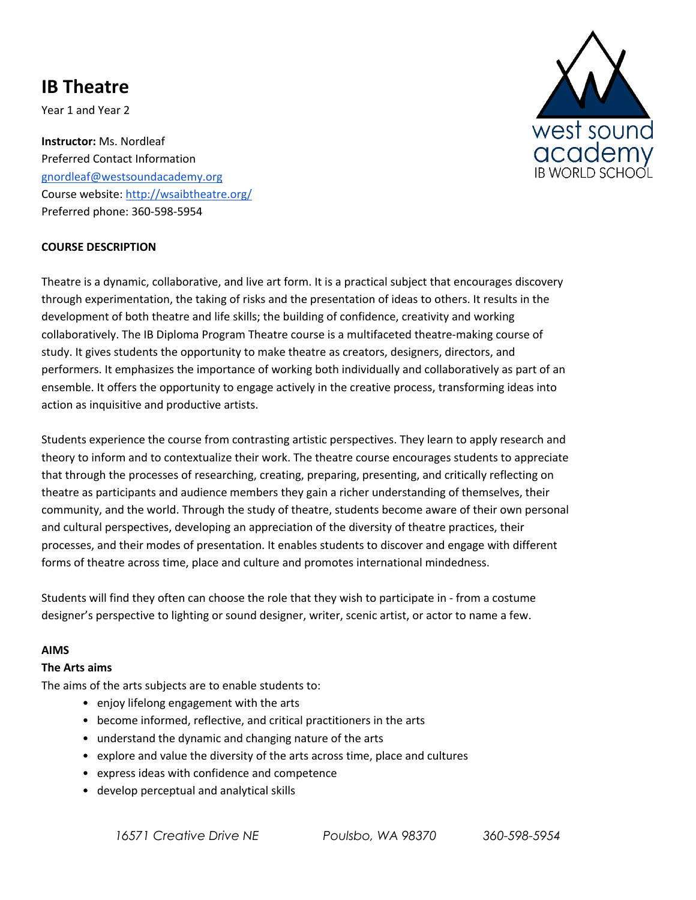# IB Theatre

Year 1 and Year 2

**Instructor:** Ms. Nordleaf
Preferred Contact Information
gnordleaf@westsoundacademy.org
Course website: http://wsaibtheatre.org/
Preferred phone: 360-598-5954

**COURSE DESCRIPTION**

Theatre is a dynamic, collaborative, and live art form. It is a practical subject that encourages discovery through experimentation, the taking of risks and the presentation of ideas to others. It results in the development of both theatre and life skills; the building of confidence, creativity and working collaboratively. The IB Diploma Program Theatre course is a multifaceted theatre-making course of study. It gives students the opportunity to make theatre as creators, designers, directors, and performers. It emphasizes the importance of working both individually and collaboratively as part of an ensemble. It offers the opportunity to engage actively in the creative process, transforming ideas into action as inquisitive and productive artists.

Students experience the course from contrasting artistic perspectives. They learn to apply research and theory to inform and to contextualize their work. The theatre course encourages students to appreciate that through the processes of researching, creating, preparing, presenting, and critically reflecting on theatre as participants and audience members they gain a richer understanding of themselves, their community, and the world. Through the study of theatre, students become aware of their own personal and cultural perspectives, developing an appreciation of the diversity of theatre practices, their processes, and their modes of presentation. It enables students to discover and engage with different forms of theatre across time, place and culture and promotes international mindedness.

Students will find they often can choose the role that they wish to participate in - from a costume designer's perspective to lighting or sound designer, writer, scenic artist, or actor to name a few.

**AIMS**

**The Arts aims**

The aims of the arts subjects are to enable students to:

- enjoy lifelong engagement with the arts
- become informed, reflective, and critical practitioners in the arts
- understand the dynamic and changing nature of the arts
- explore and value the diversity of the arts across time, place and cultures
- express ideas with confidence and competence
- develop perceptual and analytical skills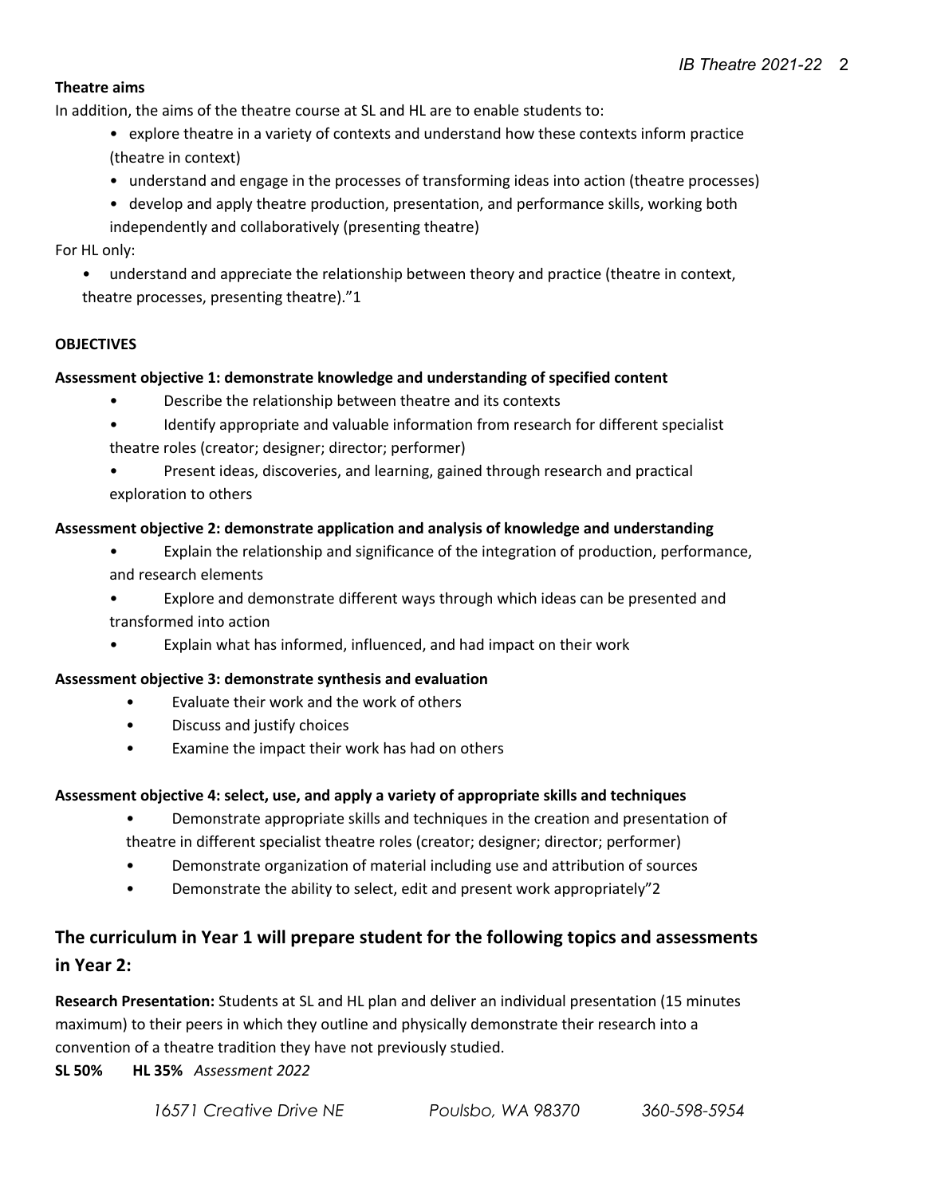**Theatre aims**

In addition, the aims of the theatre course at SL and HL are to enable students to:

- explore theatre in a variety of contexts and understand how these contexts inform practice (theatre in context)
- understand and engage in the processes of transforming ideas into action (theatre processes)
- develop and apply theatre production, presentation, and performance skills, working both independently and collaboratively (presenting theatre)

For HL only:

- understand and appreciate the relationship between theory and practice (theatre in context, theatre processes, presenting theatre)."1

**OBJECTIVES**

**Assessment objective 1: demonstrate knowledge and understanding of specified content**

- Describe the relationship between theatre and its contexts
- Identify appropriate and valuable information from research for different specialist theatre roles (creator; designer; director; performer)
- Present ideas, discoveries, and learning, gained through research and practical exploration to others

**Assessment objective 2: demonstrate application and analysis of knowledge and understanding**

- Explain the relationship and significance of the integration of production, performance, and research elements
- Explore and demonstrate different ways through which ideas can be presented and transformed into action
- Explain what has informed, influenced, and had impact on their work

**Assessment objective 3: demonstrate synthesis and evaluation**

- Evaluate their work and the work of others
- Discuss and justify choices
- Examine the impact their work has had on others

**Assessment objective 4: select, use, and apply a variety of appropriate skills and techniques**

- Demonstrate appropriate skills and techniques in the creation and presentation of theatre in different specialist theatre roles (creator; designer; director; performer)
- Demonstrate organization of material including use and attribution of sources
- Demonstrate the ability to select, edit and present work appropriately"2

## The curriculum in Year 1 will prepare student for the following topics and assessments in Year 2:

**Research Presentation:** Students at SL and HL plan and deliver an individual presentation (15 minutes maximum) to their peers in which they outline and physically demonstrate their research into a convention of a theatre tradition they have not previously studied.

**SL 50%** **HL 35%** *Assessment 2022*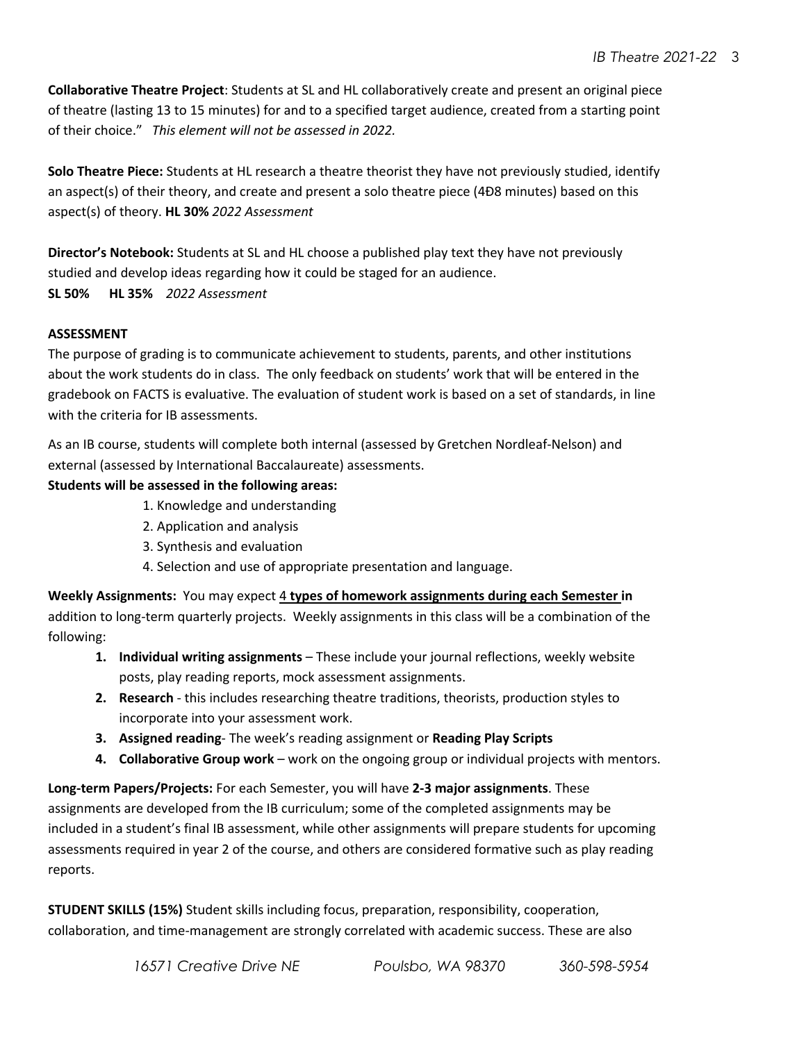**Collaborative Theatre Project**: Students at SL and HL collaboratively create and present an original piece of theatre (lasting 13 to 15 minutes) for and to a specified target audience, created from a starting point of their choice." *This element will not be assessed in 2022.*

**Solo Theatre Piece:** Students at HL research a theatre theorist they have not previously studied, identify an aspect(s) of their theory, and create and present a solo theatre piece (4Ð8 minutes) based on this aspect(s) of theory. **HL 30%** *2022 Assessment*

**Director's Notebook:** Students at SL and HL choose a published play text they have not previously studied and develop ideas regarding how it could be staged for an audience.
**SL 50%** **HL 35%** *2022 Assessment*

**ASSESSMENT**

The purpose of grading is to communicate achievement to students, parents, and other institutions about the work students do in class. The only feedback on students' work that will be entered in the gradebook on FACTS is evaluative. The evaluation of student work is based on a set of standards, in line with the criteria for IB assessments.

As an IB course, students will complete both internal (assessed by Gretchen Nordleaf-Nelson) and external (assessed by International Baccalaureate) assessments.

**Students will be assessed in the following areas:**

1. Knowledge and understanding
2. Application and analysis
3. Synthesis and evaluation
4. Selection and use of appropriate presentation and language.

**Weekly Assignments:** You may expect <u>4</u> **<u>types of homework assignments during each Semester</u> in** addition to long-term quarterly projects. Weekly assignments in this class will be a combination of the following:

1. **Individual writing assignments** – These include your journal reflections, weekly website posts, play reading reports, mock assessment assignments.
2. **Research** - this includes researching theatre traditions, theorists, production styles to incorporate into your assessment work.
3. **Assigned reading**- The week's reading assignment or **Reading Play Scripts**
4. **Collaborative Group work** – work on the ongoing group or individual projects with mentors.

**Long-term Papers/Projects:** For each Semester, you will have **2-3 major assignments**. These assignments are developed from the IB curriculum; some of the completed assignments may be included in a student's final IB assessment, while other assignments will prepare students for upcoming assessments required in year 2 of the course, and others are considered formative such as play reading reports.

**STUDENT SKILLS (15%)** Student skills including focus, preparation, responsibility, cooperation, collaboration, and time-management are strongly correlated with academic success. These are also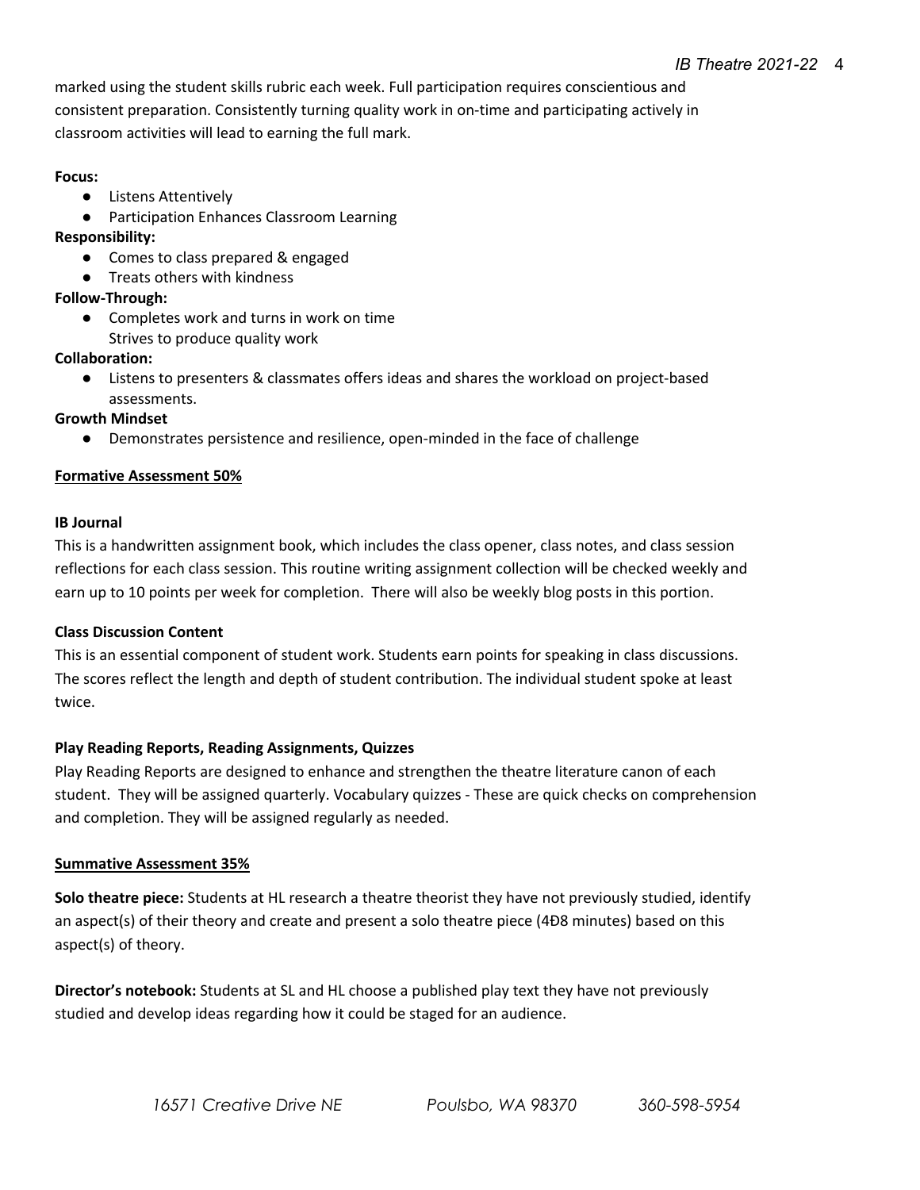marked using the student skills rubric each week. Full participation requires conscientious and consistent preparation. Consistently turning quality work in on-time and participating actively in classroom activities will lead to earning the full mark.

**Focus:**

- Listens Attentively
- Participation Enhances Classroom Learning

**Responsibility:**

- Comes to class prepared & engaged
- Treats others with kindness

**Follow-Through:**

- Completes work and turns in work on time
  Strives to produce quality work

**Collaboration:**

- Listens to presenters & classmates offers ideas and shares the workload on project-based assessments.

**Growth Mindset**

- Demonstrates persistence and resilience, open-minded in the face of challenge

**<u>Formative Assessment 50%</u>**

**IB Journal**

This is a handwritten assignment book, which includes the class opener, class notes, and class session reflections for each class session. This routine writing assignment collection will be checked weekly and earn up to 10 points per week for completion. There will also be weekly blog posts in this portion.

**Class Discussion Content**

This is an essential component of student work. Students earn points for speaking in class discussions. The scores reflect the length and depth of student contribution. The individual student spoke at least twice.

**Play Reading Reports, Reading Assignments, Quizzes**

Play Reading Reports are designed to enhance and strengthen the theatre literature canon of each student. They will be assigned quarterly. Vocabulary quizzes - These are quick checks on comprehension and completion. They will be assigned regularly as needed.

**<u>Summative Assessment 35%</u>**

**Solo theatre piece:** Students at HL research a theatre theorist they have not previously studied, identify an aspect(s) of their theory and create and present a solo theatre piece (4Ð8 minutes) based on this aspect(s) of theory.

**Director's notebook:** Students at SL and HL choose a published play text they have not previously studied and develop ideas regarding how it could be staged for an audience.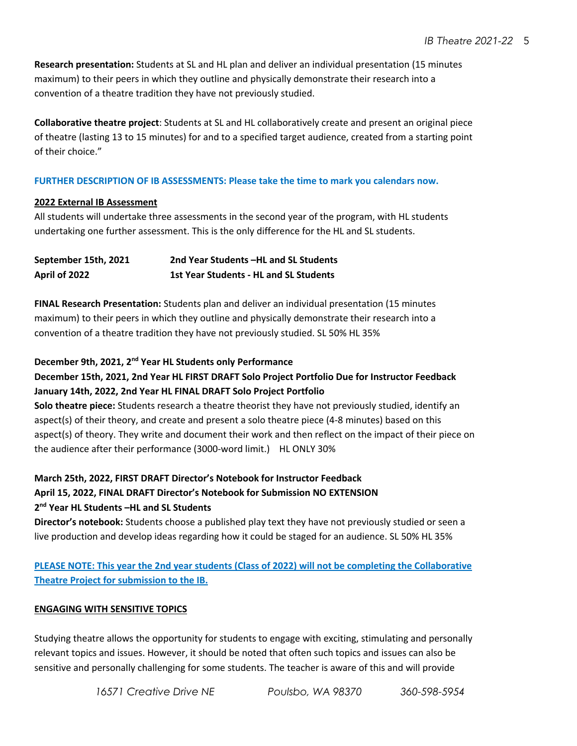**Research presentation:** Students at SL and HL plan and deliver an individual presentation (15 minutes maximum) to their peers in which they outline and physically demonstrate their research into a convention of a theatre tradition they have not previously studied.

**Collaborative theatre project**: Students at SL and HL collaboratively create and present an original piece of theatre (lasting 13 to 15 minutes) for and to a specified target audience, created from a starting point of their choice."

**FURTHER DESCRIPTION OF IB ASSESSMENTS: Please take the time to mark you calendars now.**

**2022 External IB Assessment**

All students will undertake three assessments in the second year of the program, with HL students undertaking one further assessment. This is the only difference for the HL and SL students.

| | |
|---|---|
| **September 15th, 2021** | **2nd Year Students –HL and SL Students** |
| **April of 2022** | **1st Year Students - HL and SL Students** |

**FINAL Research Presentation:** Students plan and deliver an individual presentation (15 minutes maximum) to their peers in which they outline and physically demonstrate their research into a convention of a theatre tradition they have not previously studied. SL 50% HL 35%

**December 9th, 2021, 2nd Year HL Students only Performance**
**December 15th, 2021, 2nd Year HL FIRST DRAFT Solo Project Portfolio Due for Instructor Feedback**
**January 14th, 2022, 2nd Year HL FINAL DRAFT Solo Project Portfolio**
**Solo theatre piece:** Students research a theatre theorist they have not previously studied, identify an aspect(s) of their theory, and create and present a solo theatre piece (4-8 minutes) based on this aspect(s) of theory. They write and document their work and then reflect on the impact of their piece on the audience after their performance (3000-word limit.) HL ONLY 30%

**March 25th, 2022, FIRST DRAFT Director's Notebook for Instructor Feedback**
**April 15, 2022, FINAL DRAFT Director's Notebook for Submission NO EXTENSION**
**2nd Year HL Students –HL and SL Students**
**Director's notebook:** Students choose a published play text they have not previously studied or seen a live production and develop ideas regarding how it could be staged for an audience. SL 50% HL 35%

**PLEASE NOTE: This year the 2nd year students (Class of 2022) will not be completing the Collaborative Theatre Project for submission to the IB.**

**ENGAGING WITH SENSITIVE TOPICS**

Studying theatre allows the opportunity for students to engage with exciting, stimulating and personally relevant topics and issues. However, it should be noted that often such topics and issues can also be sensitive and personally challenging for some students. The teacher is aware of this and will provide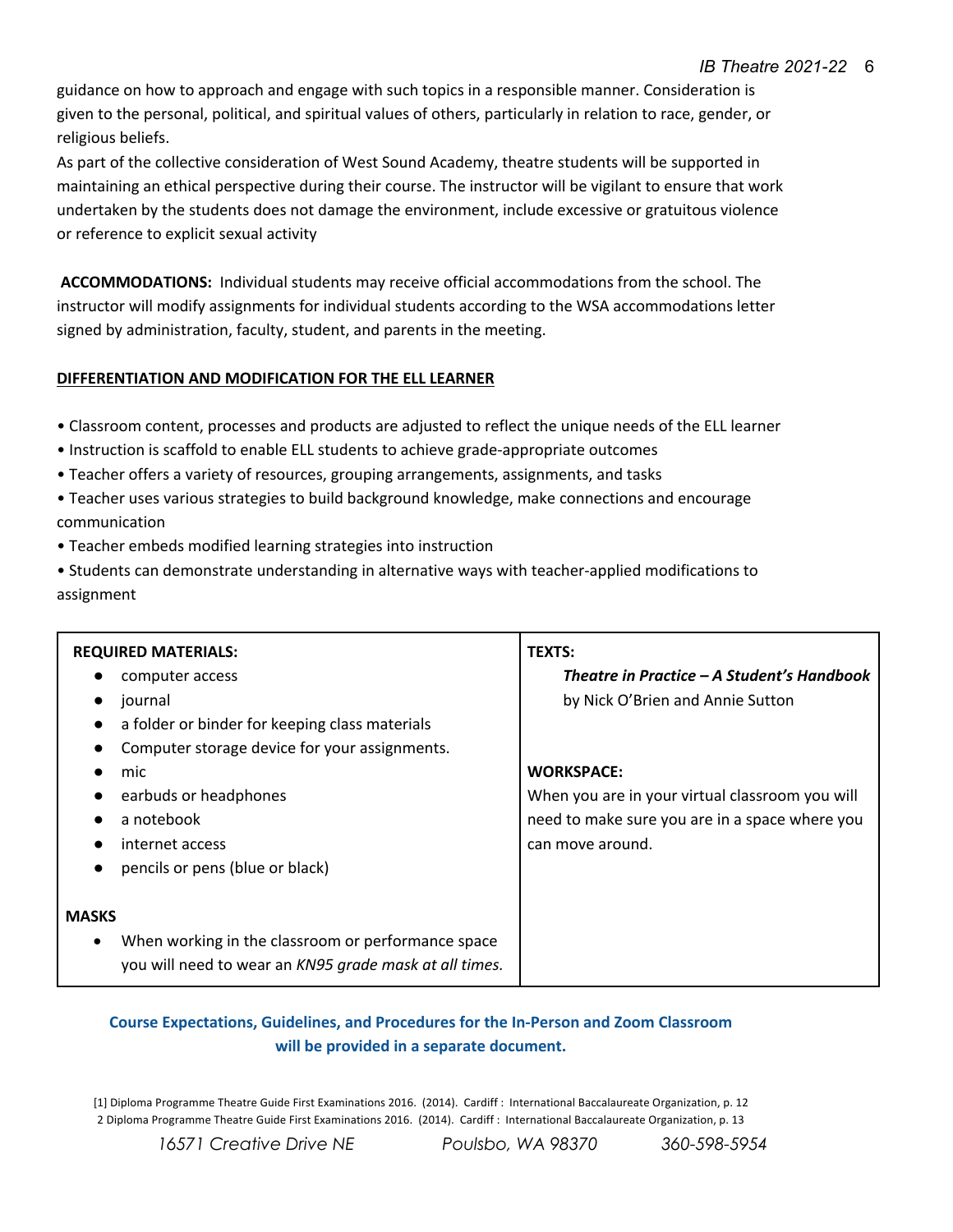guidance on how to approach and engage with such topics in a responsible manner. Consideration is given to the personal, political, and spiritual values of others, particularly in relation to race, gender, or religious beliefs.

As part of the collective consideration of West Sound Academy, theatre students will be supported in maintaining an ethical perspective during their course. The instructor will be vigilant to ensure that work undertaken by the students does not damage the environment, include excessive or gratuitous violence or reference to explicit sexual activity

**ACCOMMODATIONS:** Individual students may receive official accommodations from the school. The instructor will modify assignments for individual students according to the WSA accommodations letter signed by administration, faculty, student, and parents in the meeting.

**DIFFERENTIATION AND MODIFICATION FOR THE ELL LEARNER**

- Classroom content, processes and products are adjusted to reflect the unique needs of the ELL learner
- Instruction is scaffold to enable ELL students to achieve grade-appropriate outcomes
- Teacher offers a variety of resources, grouping arrangements, assignments, and tasks
- Teacher uses various strategies to build background knowledge, make connections and encourage communication
- Teacher embeds modified learning strategies into instruction
- Students can demonstrate understanding in alternative ways with teacher-applied modifications to assignment

| REQUIRED MATERIALS: | TEXTS: |
|---|---|
| • computer access<br>• journal<br>• a folder or binder for keeping class materials<br>• Computer storage device for your assignments.<br>• mic<br>• earbuds or headphones<br>• a notebook<br>• internet access<br>• pencils or pens (blue or black) | ***Theatre in Practice – A Student's Handbook*** by Nick O'Brien and Annie Sutton<br><br>**WORKSPACE:**<br>When you are in your virtual classroom you will need to make sure you are in a space where you can move around. |
| **MASKS**<br>• When working in the classroom or performance space you will need to wear an *KN95 grade mask at all times.* | |

**Course Expectations, Guidelines, and Procedures for the In-Person and Zoom Classroom will be provided in a separate document.**

[1] Diploma Programme Theatre Guide First Examinations 2016. (2014). Cardiff : International Baccalaureate Organization, p. 12

2 Diploma Programme Theatre Guide First Examinations 2016. (2014). Cardiff : International Baccalaureate Organization, p. 13

16571 Creative Drive NE Poulsbo, WA 98370 360-598-5954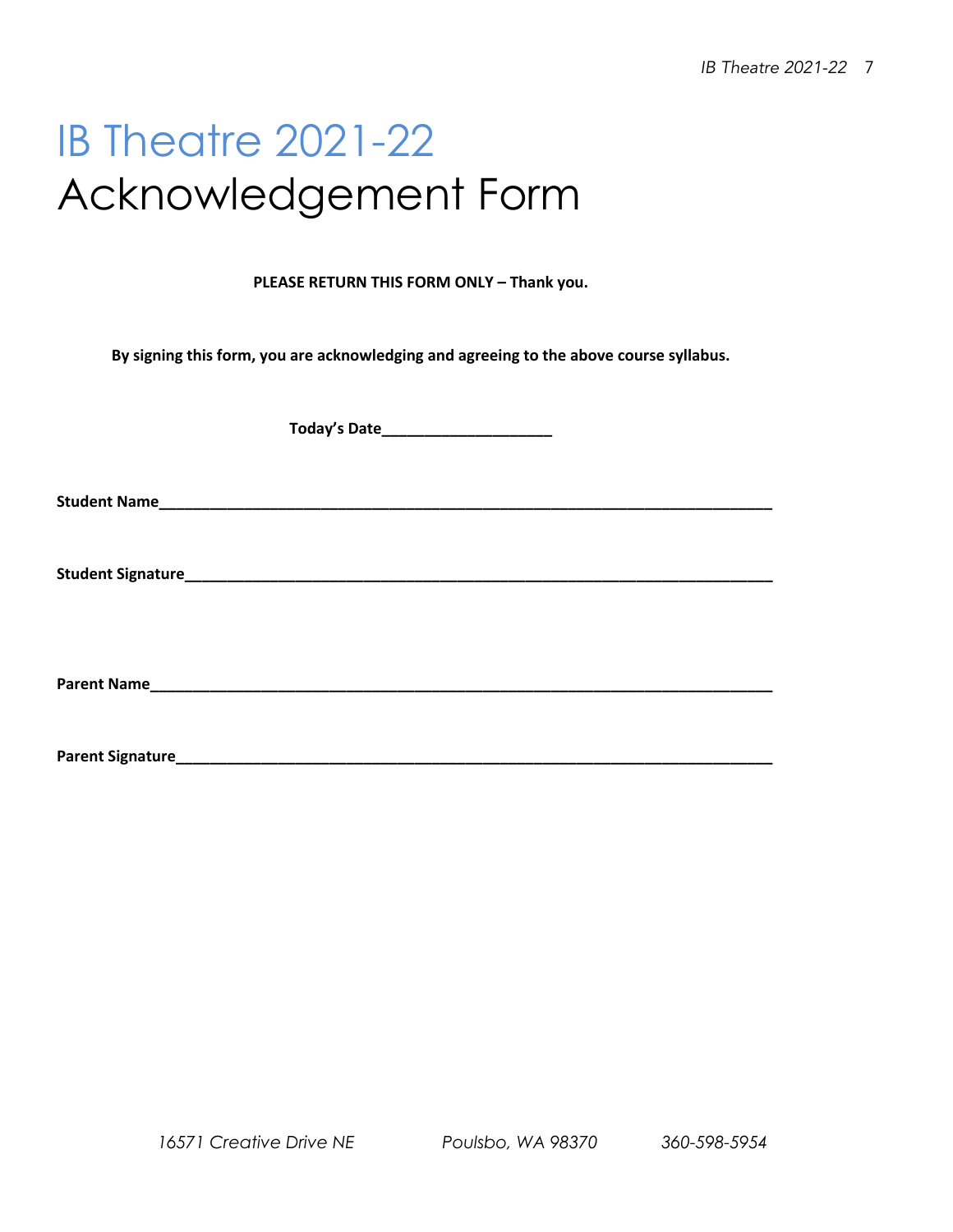# IB Theatre 2021-22
# Acknowledgement Form

**PLEASE RETURN THIS FORM ONLY – Thank you.**

**By signing this form, you are acknowledging and agreeing to the above course syllabus.**

**Today's Date**____________________

**Student Name**___________________________________________________________________________

**Student Signature**________________________________________________________________________

**Parent Name**____________________________________________________________________________

**Parent Signature**_________________________________________________________________________

*16571 Creative Drive NE* *Poulsbo, WA 98370* *360-598-5954*